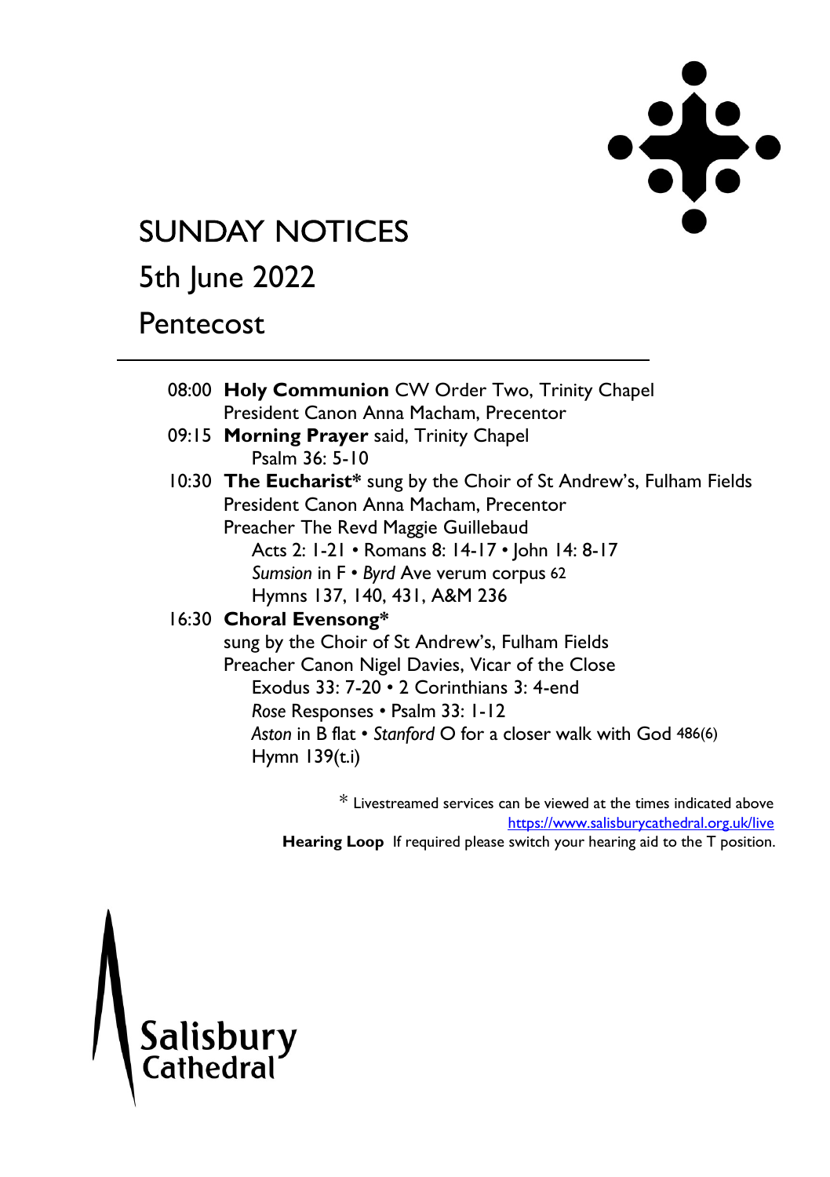# SUNDAY NOTICES

## 5th June 2022

## Pentecost

---

08:00 **Holy Communion** CW Order Two, Trinity Chapel
President Canon Anna Macham, Precentor

09:15 **Morning Prayer** said, Trinity Chapel
Psalm 36: 5-10

10:30 **The Eucharist*** sung by the Choir of St Andrew's, Fulham Fields
President Canon Anna Macham, Precentor
Preacher The Revd Maggie Guillebaud
Acts 2: 1-21 • Romans 8: 14-17 • John 14: 8-17
*Sumsion* in F • *Byrd* Ave verum corpus 62
Hymns 137, 140, 431, A&M 236

16:30 **Choral Evensong***
sung by the Choir of St Andrew's, Fulham Fields
Preacher Canon Nigel Davies, Vicar of the Close
Exodus 33: 7-20 • 2 Corinthians 3: 4-end
*Rose* Responses • Psalm 33: 1-12
*Aston* in B flat • *Stanford* O for a closer walk with God 486(6)
Hymn 139(t.i)

\* Livestreamed services can be viewed at the times indicated above
https://www.salisburycathedral.org.uk/live

**Hearing Loop** If required please switch your hearing aid to the T position.

Salisbury Cathedral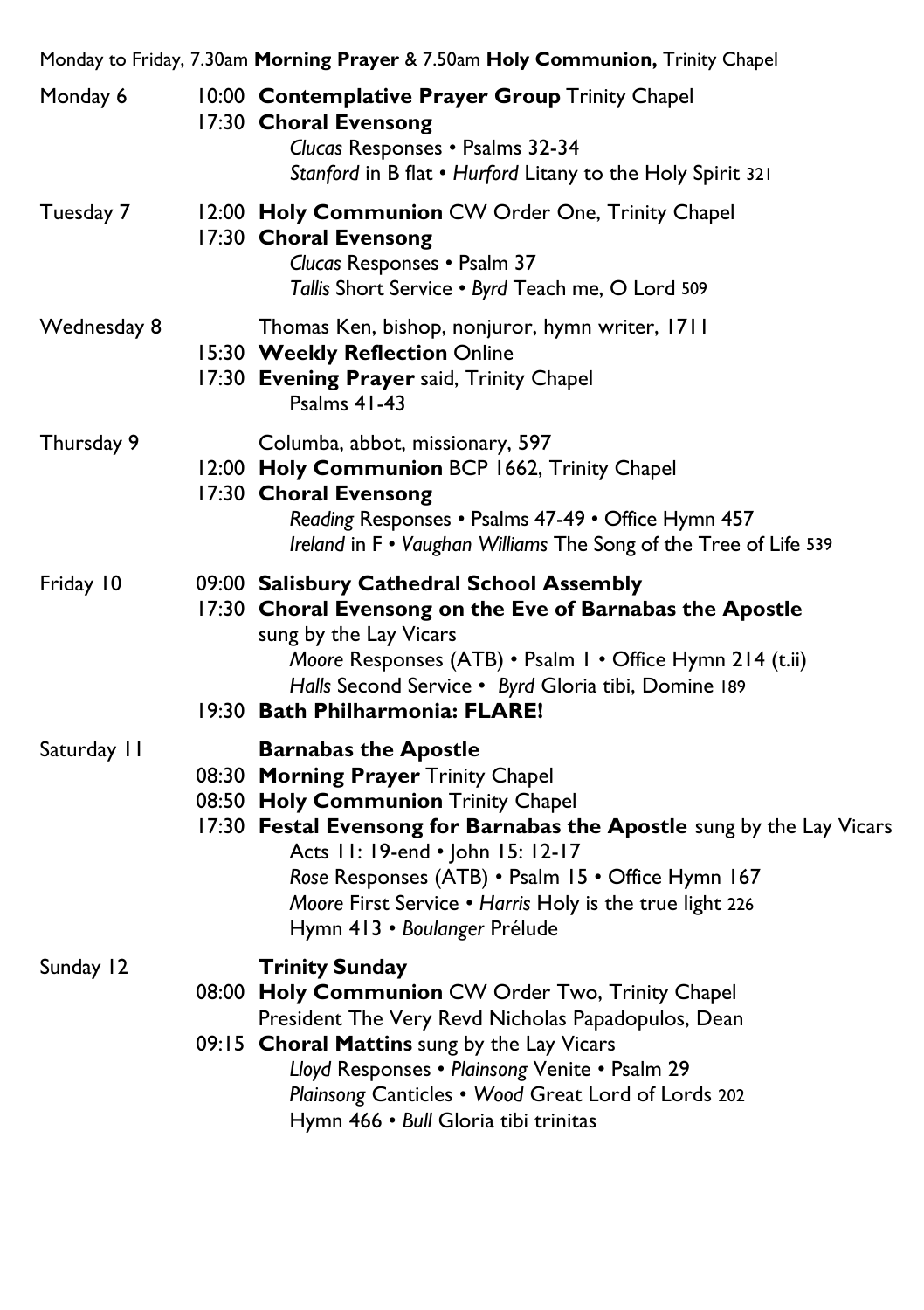Monday to Friday, 7.30am **Morning Prayer** & 7.50am **Holy Communion,** Trinity Chapel

Monday 6

10:00 **Contemplative Prayer Group** Trinity Chapel
17:30 **Choral Evensong**
*Clucas* Responses • Psalms 32-34
*Stanford* in B flat • *Hurford* Litany to the Holy Spirit 321

Tuesday 7

12:00 **Holy Communion** CW Order One, Trinity Chapel
17:30 **Choral Evensong**
*Clucas* Responses • Psalm 37
*Tallis* Short Service • *Byrd* Teach me, O Lord 509

Wednesday 8

Thomas Ken, bishop, nonjuror, hymn writer, 1711
15:30 **Weekly Reflection** Online
17:30 **Evening Prayer** said, Trinity Chapel
Psalms 41-43

Thursday 9

Columba, abbot, missionary, 597
12:00 **Holy Communion** BCP 1662, Trinity Chapel
17:30 **Choral Evensong**
*Reading* Responses • Psalms 47-49 • Office Hymn 457
*Ireland* in F • *Vaughan Williams* The Song of the Tree of Life 539

Friday 10

09:00 **Salisbury Cathedral School Assembly**
17:30 **Choral Evensong on the Eve of Barnabas the Apostle**
sung by the Lay Vicars
*Moore* Responses (ATB) • Psalm 1 • Office Hymn 214 (t.ii)
*Halls* Second Service • *Byrd* Gloria tibi, Domine 189
19:30 **Bath Philharmonia: FLARE!**

Saturday 11

**Barnabas the Apostle**
08:30 **Morning Prayer** Trinity Chapel
08:50 **Holy Communion** Trinity Chapel
17:30 **Festal Evensong for Barnabas the Apostle** sung by the Lay Vicars
Acts 11: 19-end • John 15: 12-17
*Rose* Responses (ATB) • Psalm 15 • Office Hymn 167
*Moore* First Service • *Harris* Holy is the true light 226
Hymn 413 • *Boulanger* Prélude

Sunday 12

**Trinity Sunday**
08:00 **Holy Communion** CW Order Two, Trinity Chapel
President The Very Revd Nicholas Papadopulos, Dean
09:15 **Choral Mattins** sung by the Lay Vicars
*Lloyd* Responses • *Plainsong* Venite • Psalm 29
*Plainsong* Canticles • *Wood* Great Lord of Lords 202
Hymn 466 • *Bull* Gloria tibi trinitas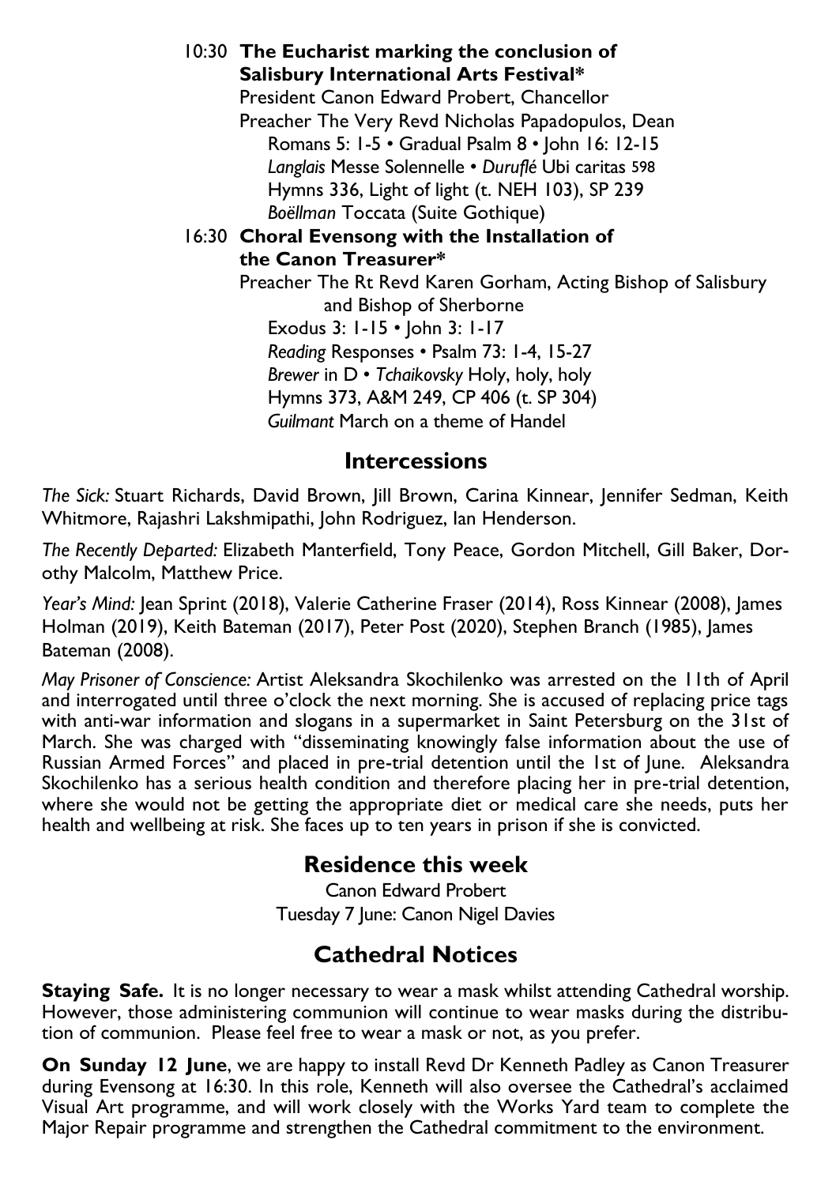10:30 **The Eucharist marking the conclusion of Salisbury International Arts Festival***
President Canon Edward Probert, Chancellor
Preacher The Very Revd Nicholas Papadopulos, Dean
Romans 5: 1-5 • Gradual Psalm 8 • John 16: 12-15
*Langlais* Messe Solennelle • *Duruflé* Ubi caritas 598
Hymns 336, Light of light (t. NEH 103), SP 239
*Boëllman* Toccata (Suite Gothique)

16:30 **Choral Evensong with the Installation of the Canon Treasurer***
Preacher The Rt Revd Karen Gorham, Acting Bishop of Salisbury and Bishop of Sherborne
Exodus 3: 1-15 • John 3: 1-17
*Reading* Responses • Psalm 73: 1-4, 15-27
*Brewer* in D • *Tchaikovsky* Holy, holy, holy
Hymns 373, A&M 249, CP 406 (t. SP 304)
*Guilmant* March on a theme of Handel

## Intercessions

*The Sick:* Stuart Richards, David Brown, Jill Brown, Carina Kinnear, Jennifer Sedman, Keith Whitmore, Rajashri Lakshmipathi, John Rodriguez, Ian Henderson.

*The Recently Departed:* Elizabeth Manterfield, Tony Peace, Gordon Mitchell, Gill Baker, Dorothy Malcolm, Matthew Price.

*Year's Mind:* Jean Sprint (2018), Valerie Catherine Fraser (2014), Ross Kinnear (2008), James Holman (2019), Keith Bateman (2017), Peter Post (2020), Stephen Branch (1985), James Bateman (2008).

*May Prisoner of Conscience:* Artist Aleksandra Skochilenko was arrested on the 11th of April and interrogated until three o'clock the next morning. She is accused of replacing price tags with anti-war information and slogans in a supermarket in Saint Petersburg on the 31st of March. She was charged with "disseminating knowingly false information about the use of Russian Armed Forces" and placed in pre-trial detention until the 1st of June. Aleksandra Skochilenko has a serious health condition and therefore placing her in pre-trial detention, where she would not be getting the appropriate diet or medical care she needs, puts her health and wellbeing at risk. She faces up to ten years in prison if she is convicted.

## Residence this week

Canon Edward Probert
Tuesday 7 June: Canon Nigel Davies

## Cathedral Notices

**Staying Safe.** It is no longer necessary to wear a mask whilst attending Cathedral worship. However, those administering communion will continue to wear masks during the distribution of communion. Please feel free to wear a mask or not, as you prefer.

**On Sunday 12 June**, we are happy to install Revd Dr Kenneth Padley as Canon Treasurer during Evensong at 16:30. In this role, Kenneth will also oversee the Cathedral's acclaimed Visual Art programme, and will work closely with the Works Yard team to complete the Major Repair programme and strengthen the Cathedral commitment to the environment.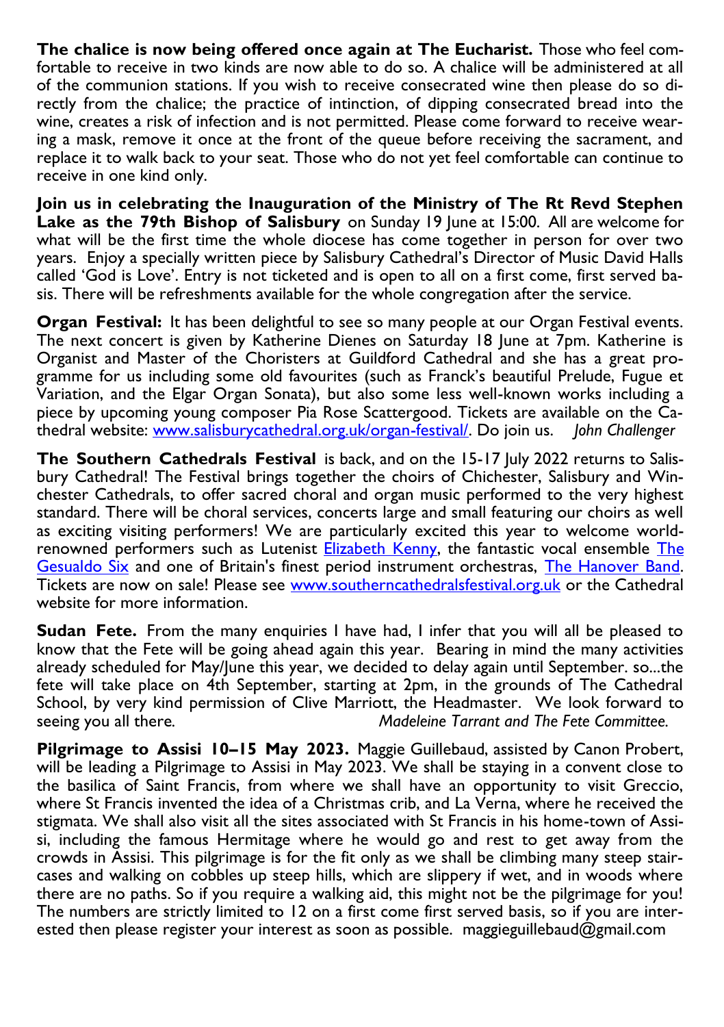**The chalice is now being offered once again at The Eucharist.** Those who feel comfortable to receive in two kinds are now able to do so. A chalice will be administered at all of the communion stations. If you wish to receive consecrated wine then please do so directly from the chalice; the practice of intinction, of dipping consecrated bread into the wine, creates a risk of infection and is not permitted. Please come forward to receive wearing a mask, remove it once at the front of the queue before receiving the sacrament, and replace it to walk back to your seat. Those who do not yet feel comfortable can continue to receive in one kind only.

**Join us in celebrating the Inauguration of the Ministry of The Rt Revd Stephen Lake as the 79th Bishop of Salisbury** on Sunday 19 June at 15:00. All are welcome for what will be the first time the whole diocese has come together in person for over two years. Enjoy a specially written piece by Salisbury Cathedral's Director of Music David Halls called 'God is Love'. Entry is not ticketed and is open to all on a first come, first served basis. There will be refreshments available for the whole congregation after the service.

**Organ Festival:** It has been delightful to see so many people at our Organ Festival events. The next concert is given by Katherine Dienes on Saturday 18 June at 7pm. Katherine is Organist and Master of the Choristers at Guildford Cathedral and she has a great programme for us including some old favourites (such as Franck's beautiful Prelude, Fugue et Variation, and the Elgar Organ Sonata), but also some less well-known works including a piece by upcoming young composer Pia Rose Scattergood. Tickets are available on the Cathedral website: [www.salisburycathedral.org.uk/organ-festival/](www.salisburycathedral.org.uk/organ-festival/). Do join us. *John Challenger*

**The Southern Cathedrals Festival** is back, and on the 15-17 July 2022 returns to Salisbury Cathedral! The Festival brings together the choirs of Chichester, Salisbury and Winchester Cathedrals, to offer sacred choral and organ music performed to the very highest standard. There will be choral services, concerts large and small featuring our choirs as well as exciting visiting performers! We are particularly excited this year to welcome world-renowned performers such as Lutenist Elizabeth Kenny, the fantastic vocal ensemble The Gesualdo Six and one of Britain's finest period instrument orchestras, The Hanover Band. Tickets are now on sale! Please see [www.southerncathedralsfestival.org.uk](www.southerncathedralsfestival.org.uk) or the Cathedral website for more information.

**Sudan Fete.** From the many enquiries I have had, I infer that you will all be pleased to know that the Fete will be going ahead again this year. Bearing in mind the many activities already scheduled for May/June this year, we decided to delay again until September. so...the fete will take place on 4th September, starting at 2pm, in the grounds of The Cathedral School, by very kind permission of Clive Marriott, the Headmaster. We look forward to seeing you all there. *Madeleine Tarrant and The Fete Committee.*

**Pilgrimage to Assisi 10–15 May 2023.** Maggie Guillebaud, assisted by Canon Probert, will be leading a Pilgrimage to Assisi in May 2023. We shall be staying in a convent close to the basilica of Saint Francis, from where we shall have an opportunity to visit Greccio, where St Francis invented the idea of a Christmas crib, and La Verna, where he received the stigmata. We shall also visit all the sites associated with St Francis in his home-town of Assisi, including the famous Hermitage where he would go and rest to get away from the crowds in Assisi. This pilgrimage is for the fit only as we shall be climbing many steep staircases and walking on cobbles up steep hills, which are slippery if wet, and in woods where there are no paths. So if you require a walking aid, this might not be the pilgrimage for you! The numbers are strictly limited to 12 on a first come first served basis, so if you are interested then please register your interest as soon as possible. maggieguillebaud@gmail.com